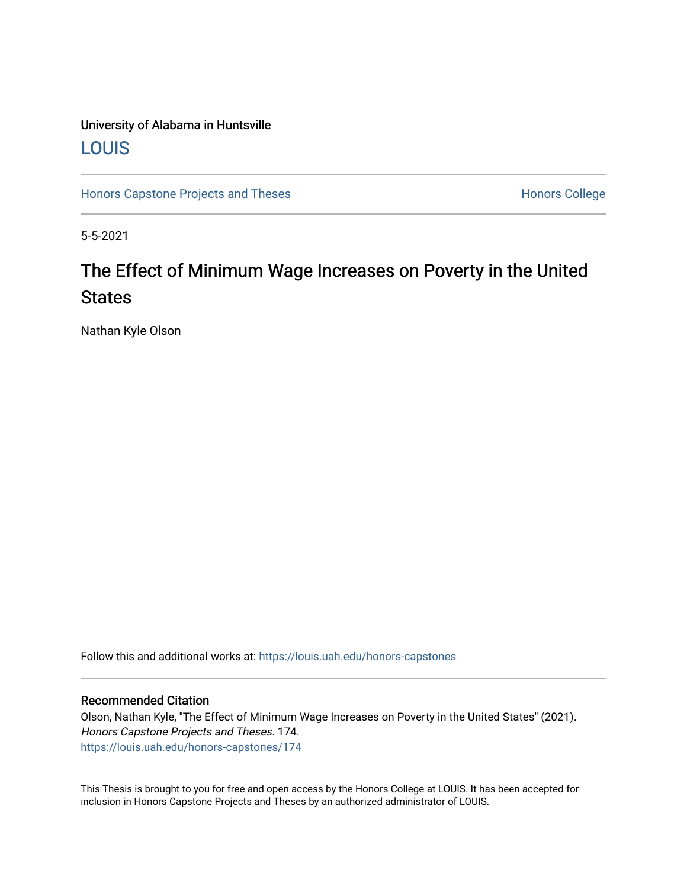University of Alabama in Huntsville

LOUIS

Honors Capstone Projects and Theses

Honors College

5-5-2021

# The Effect of Minimum Wage Increases on Poverty in the United States

Nathan Kyle Olson

Follow this and additional works at: https://louis.uah.edu/honors-capstones

## Recommended Citation

Olson, Nathan Kyle, "The Effect of Minimum Wage Increases on Poverty in the United States" (2021). *Honors Capstone Projects and Theses*. 174.
https://louis.uah.edu/honors-capstones/174

This Thesis is brought to you for free and open access by the Honors College at LOUIS. It has been accepted for inclusion in Honors Capstone Projects and Theses by an authorized administrator of LOUIS.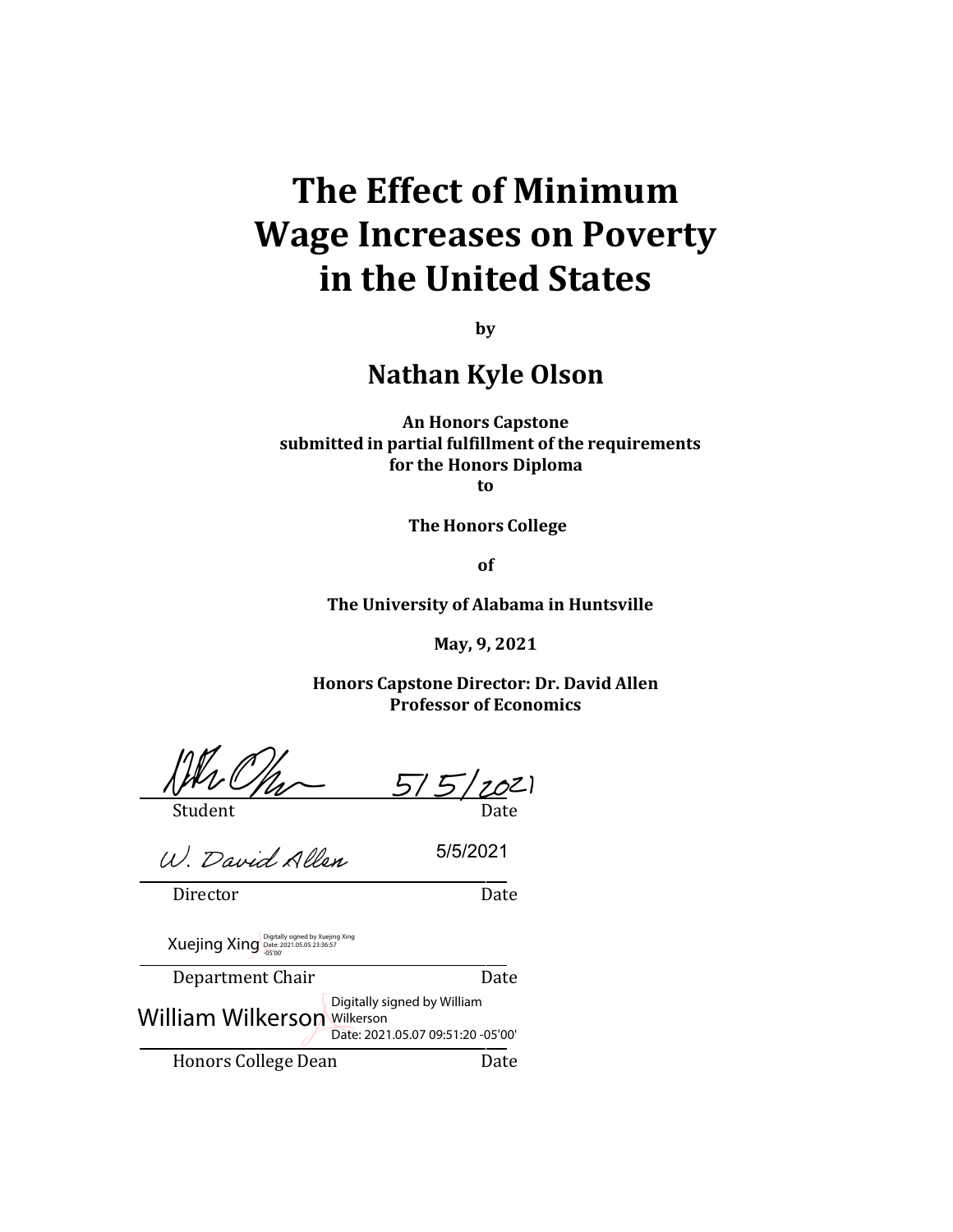# The Effect of Minimum Wage Increases on Poverty in the United States

**by**

## Nathan Kyle Olson

**An Honors Capstone**
**submitted in partial fulfillment of the requirements**
**for the Honors Diploma**
**to**

**The Honors College**

**of**

**The University of Alabama in Huntsville**

**May, 9, 2021**

**Honors Capstone Director: Dr. David Allen**
**Professor of Economics**

5/5/2021

Student Date

W. David Allen 5/5/2021

Director Date

Xuejing Xing Digitally signed by Xuejing Xing Date: 2021.05.05 23:36:57 -05'00'

Department Chair Date

William Wilkerson Digitally signed by William Wilkerson Date: 2021.05.07 09:51:20 -05'00'

Honors College Dean Date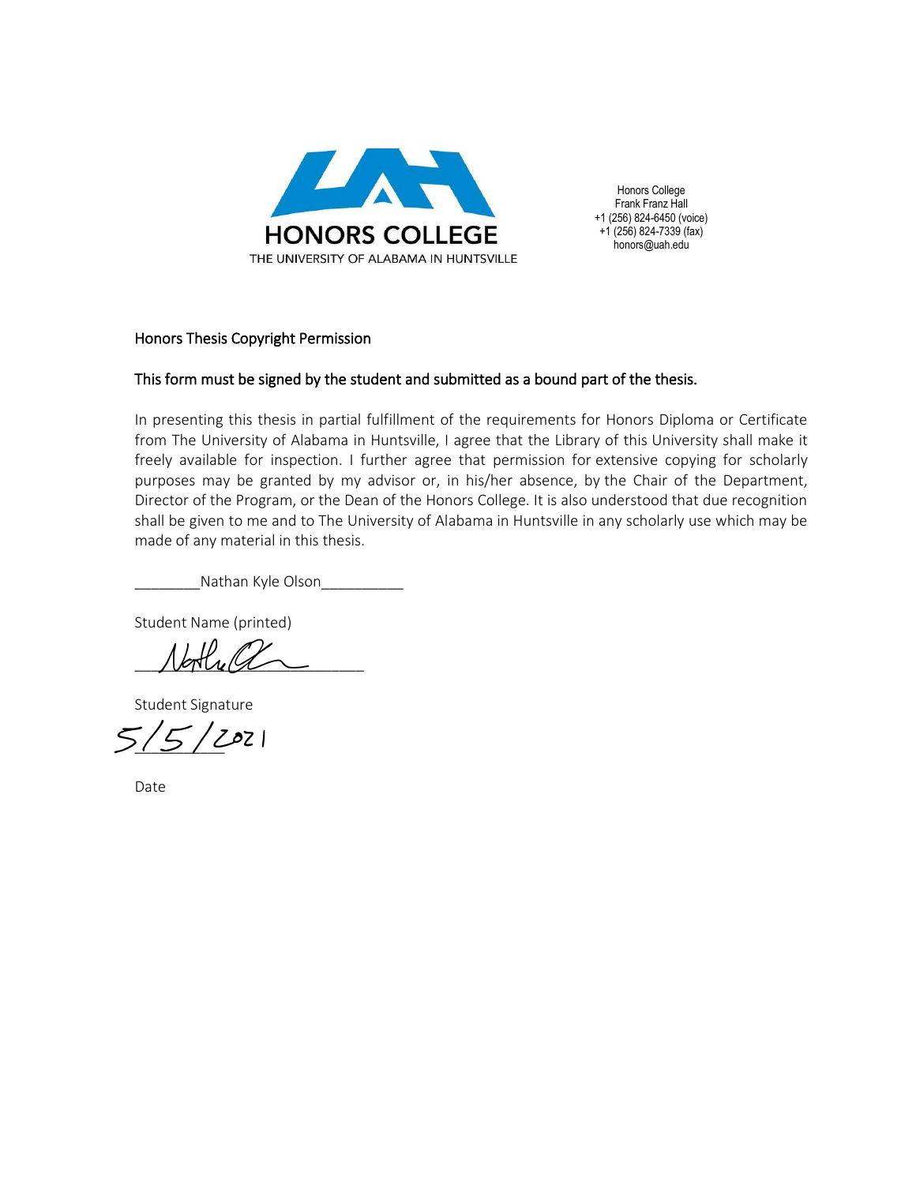HONORS COLLEGE
THE UNIVERSITY OF ALABAMA IN HUNTSVILLE

Honors College
Frank Franz Hall
+1 (256) 824-6450 (voice)
+1 (256) 824-7339 (fax)
honors@uah.edu

## Honors Thesis Copyright Permission

### This form must be signed by the student and submitted as a bound part of the thesis.

In presenting this thesis in partial fulfillment of the requirements for Honors Diploma or Certificate from The University of Alabama in Huntsville, I agree that the Library of this University shall make it freely available for inspection. I further agree that permission for extensive copying for scholarly purposes may be granted by my advisor or, in his/her absence, by the Chair of the Department, Director of the Program, or the Dean of the Honors College. It is also understood that due recognition shall be given to me and to The University of Alabama in Huntsville in any scholarly use which may be made of any material in this thesis.

________Nathan Kyle Olson__________

Student Name (printed)

________________________

Student Signature

5/5/2021

Date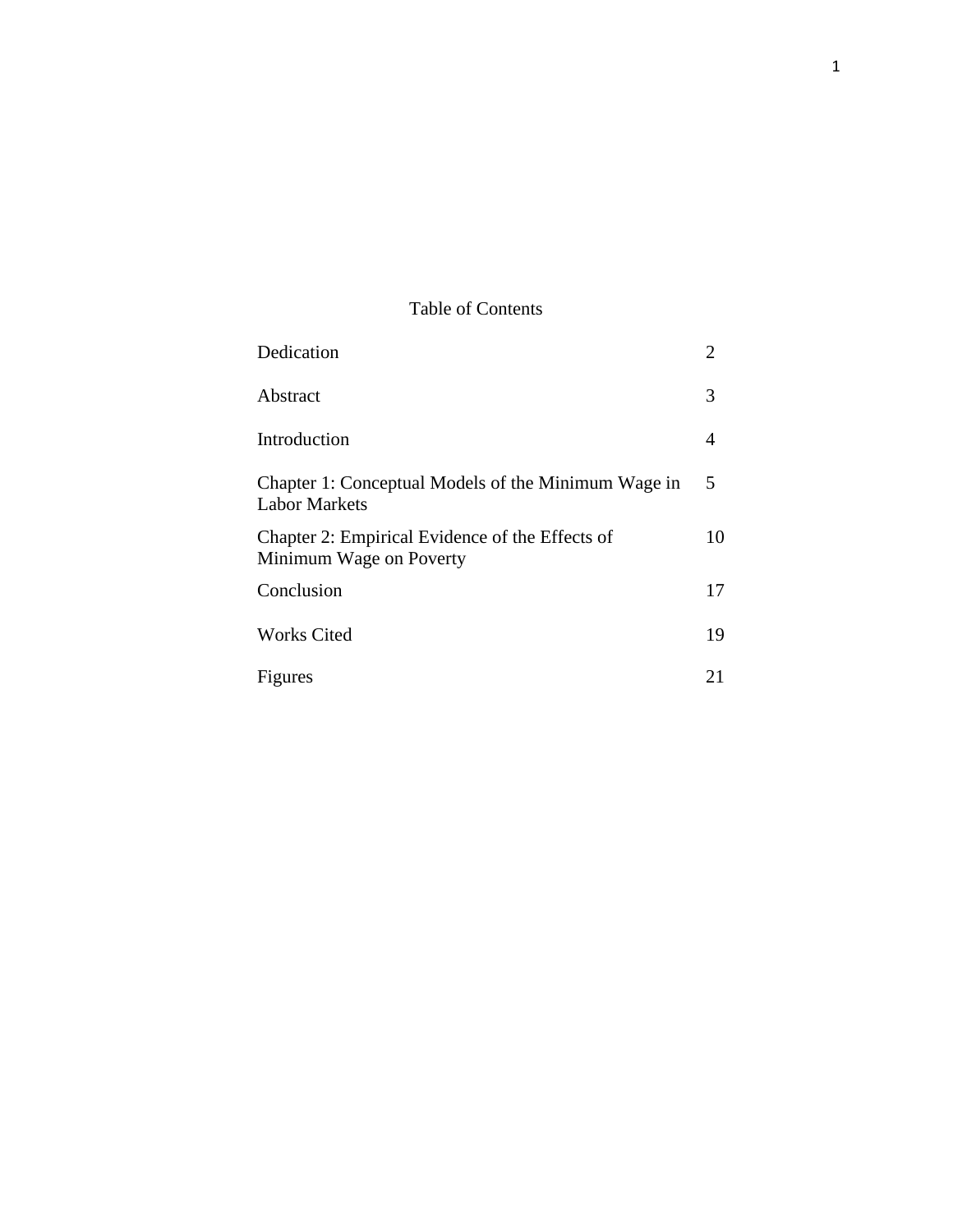# Table of Contents

| | |
|---|---|
| Dedication | 2 |
| Abstract | 3 |
| Introduction | 4 |
| Chapter 1: Conceptual Models of the Minimum Wage in Labor Markets | 5 |
| Chapter 2: Empirical Evidence of the Effects of Minimum Wage on Poverty | 10 |
| Conclusion | 17 |
| Works Cited | 19 |
| Figures | 21 |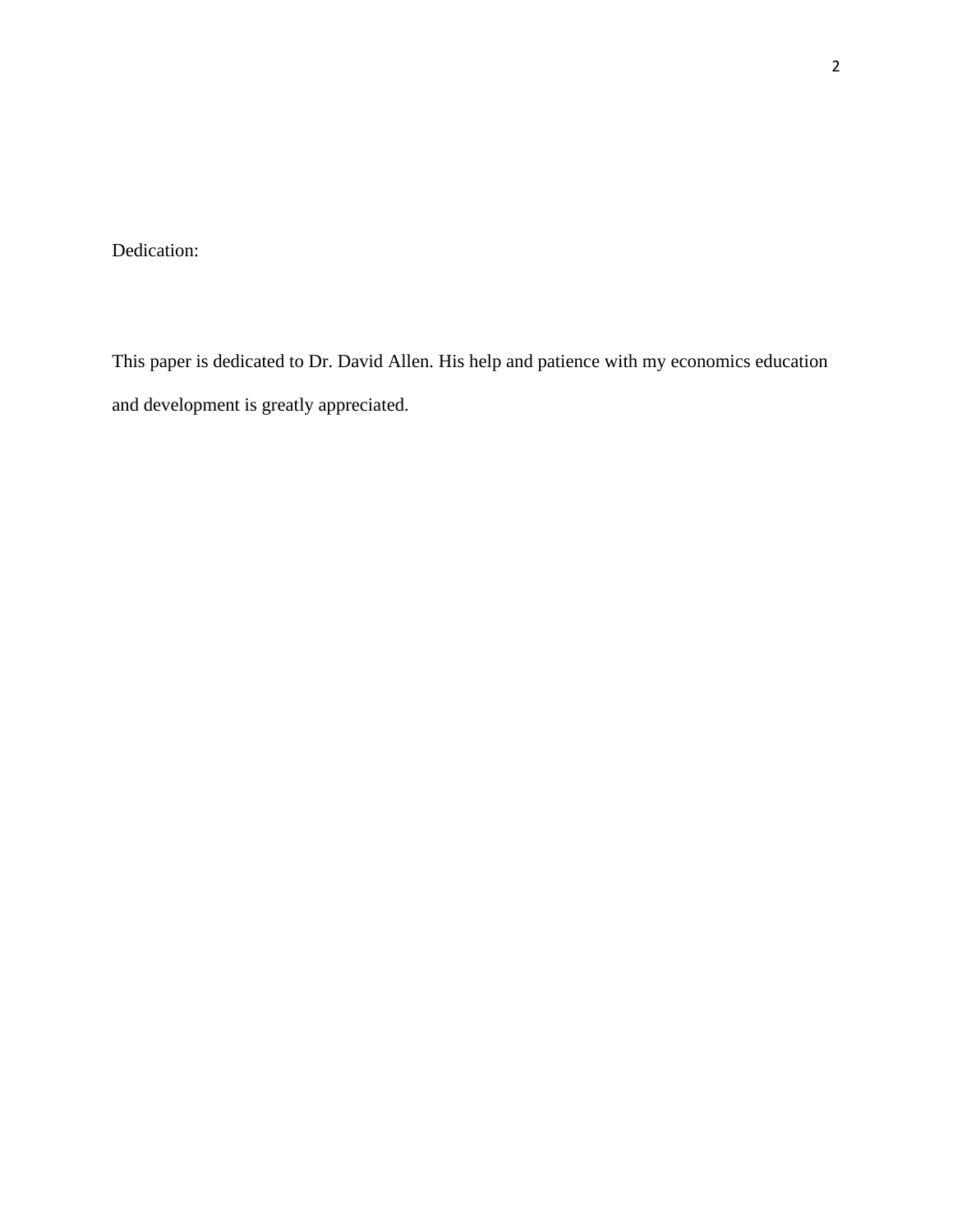Dedication:

This paper is dedicated to Dr. David Allen. His help and patience with my economics education and development is greatly appreciated.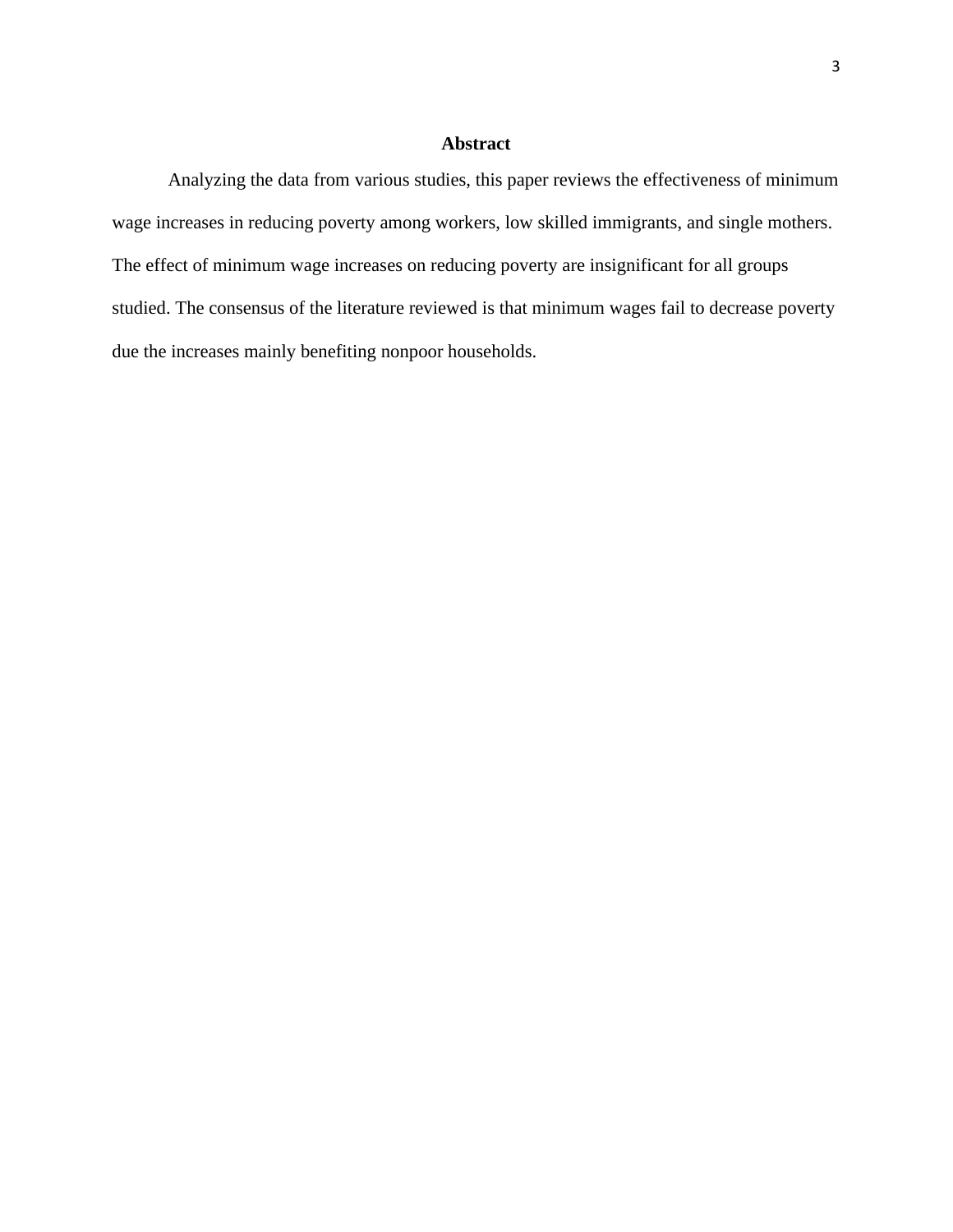# Abstract

Analyzing the data from various studies, this paper reviews the effectiveness of minimum wage increases in reducing poverty among workers, low skilled immigrants, and single mothers. The effect of minimum wage increases on reducing poverty are insignificant for all groups studied. The consensus of the literature reviewed is that minimum wages fail to decrease poverty due the increases mainly benefiting nonpoor households.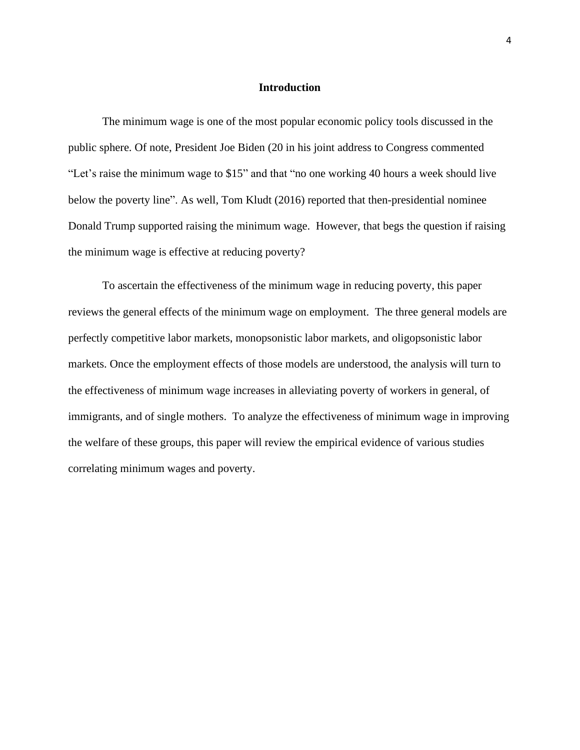## Introduction

The minimum wage is one of the most popular economic policy tools discussed in the public sphere. Of note, President Joe Biden (20 in his joint address to Congress commented "Let's raise the minimum wage to $15" and that "no one working 40 hours a week should live below the poverty line". As well, Tom Kludt (2016) reported that then-presidential nominee Donald Trump supported raising the minimum wage. However, that begs the question if raising the minimum wage is effective at reducing poverty?

To ascertain the effectiveness of the minimum wage in reducing poverty, this paper reviews the general effects of the minimum wage on employment. The three general models are perfectly competitive labor markets, monopsonistic labor markets, and oligopsonistic labor markets. Once the employment effects of those models are understood, the analysis will turn to the effectiveness of minimum wage increases in alleviating poverty of workers in general, of immigrants, and of single mothers. To analyze the effectiveness of minimum wage in improving the welfare of these groups, this paper will review the empirical evidence of various studies correlating minimum wages and poverty.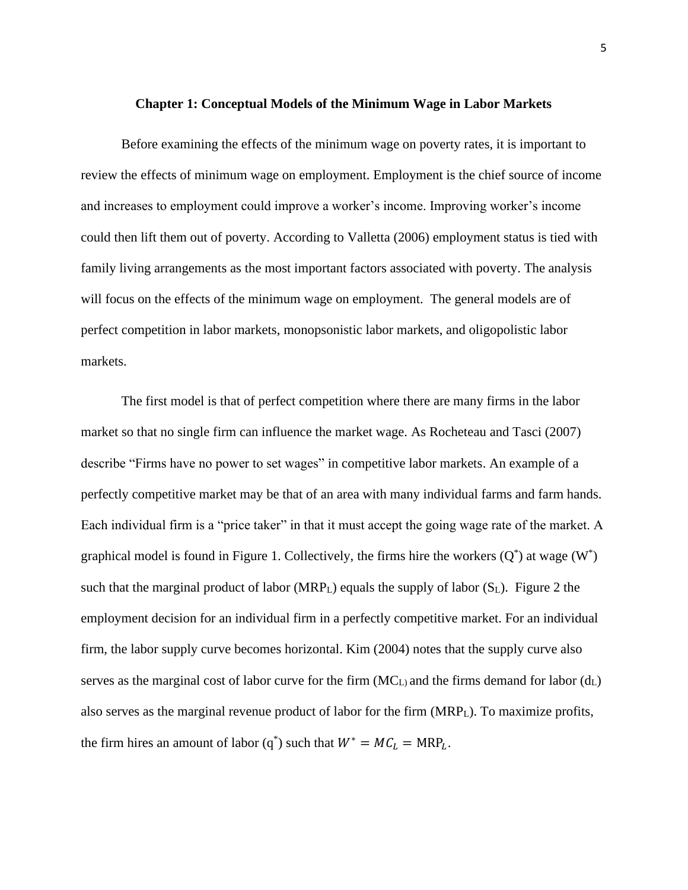## Chapter 1: Conceptual Models of the Minimum Wage in Labor Markets

Before examining the effects of the minimum wage on poverty rates, it is important to review the effects of minimum wage on employment. Employment is the chief source of income and increases to employment could improve a worker's income. Improving worker's income could then lift them out of poverty. According to Valletta (2006) employment status is tied with family living arrangements as the most important factors associated with poverty. The analysis will focus on the effects of the minimum wage on employment. The general models are of perfect competition in labor markets, monopsonistic labor markets, and oligopolistic labor markets.

The first model is that of perfect competition where there are many firms in the labor market so that no single firm can influence the market wage. As Rocheteau and Tasci (2007) describe "Firms have no power to set wages" in competitive labor markets. An example of a perfectly competitive market may be that of an area with many individual farms and farm hands. Each individual firm is a "price taker" in that it must accept the going wage rate of the market. A graphical model is found in Figure 1. Collectively, the firms hire the workers ($Q^*$) at wage ($W^*$) such that the marginal product of labor ($MRP_L$) equals the supply of labor ($S_L$). Figure 2 the employment decision for an individual firm in a perfectly competitive market. For an individual firm, the labor supply curve becomes horizontal. Kim (2004) notes that the supply curve also serves as the marginal cost of labor curve for the firm ($MC_L$) and the firms demand for labor ($d_L$) also serves as the marginal revenue product of labor for the firm ($MRP_L$). To maximize profits, the firm hires an amount of labor ($q^*$) such that $W^* = MC_L = \text{MRP}_L$.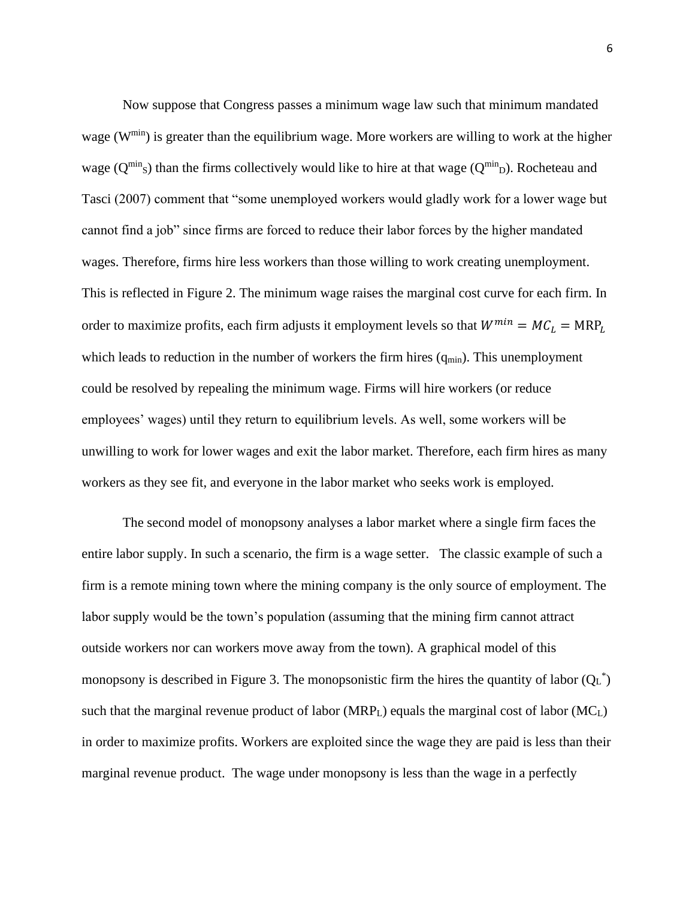Now suppose that Congress passes a minimum wage law such that minimum mandated wage ($W^{min}$) is greater than the equilibrium wage. More workers are willing to work at the higher wage ($Q^{min}_S$) than the firms collectively would like to hire at that wage ($Q^{min}_D$). Rocheteau and Tasci (2007) comment that "some unemployed workers would gladly work for a lower wage but cannot find a job" since firms are forced to reduce their labor forces by the higher mandated wages. Therefore, firms hire less workers than those willing to work creating unemployment. This is reflected in Figure 2. The minimum wage raises the marginal cost curve for each firm. In order to maximize profits, each firm adjusts it employment levels so that $W^{min} = MC_L = \text{MRP}_L$ which leads to reduction in the number of workers the firm hires ($q_{min}$). This unemployment could be resolved by repealing the minimum wage. Firms will hire workers (or reduce employees' wages) until they return to equilibrium levels. As well, some workers will be unwilling to work for lower wages and exit the labor market. Therefore, each firm hires as many workers as they see fit, and everyone in the labor market who seeks work is employed.

The second model of monopsony analyses a labor market where a single firm faces the entire labor supply. In such a scenario, the firm is a wage setter. The classic example of such a firm is a remote mining town where the mining company is the only source of employment. The labor supply would be the town's population (assuming that the mining firm cannot attract outside workers nor can workers move away from the town). A graphical model of this monopsony is described in Figure 3. The monopsonistic firm the hires the quantity of labor ($Q_L^*$) such that the marginal revenue product of labor ($MRP_L$) equals the marginal cost of labor ($MC_L$) in order to maximize profits. Workers are exploited since the wage they are paid is less than their marginal revenue product. The wage under monopsony is less than the wage in a perfectly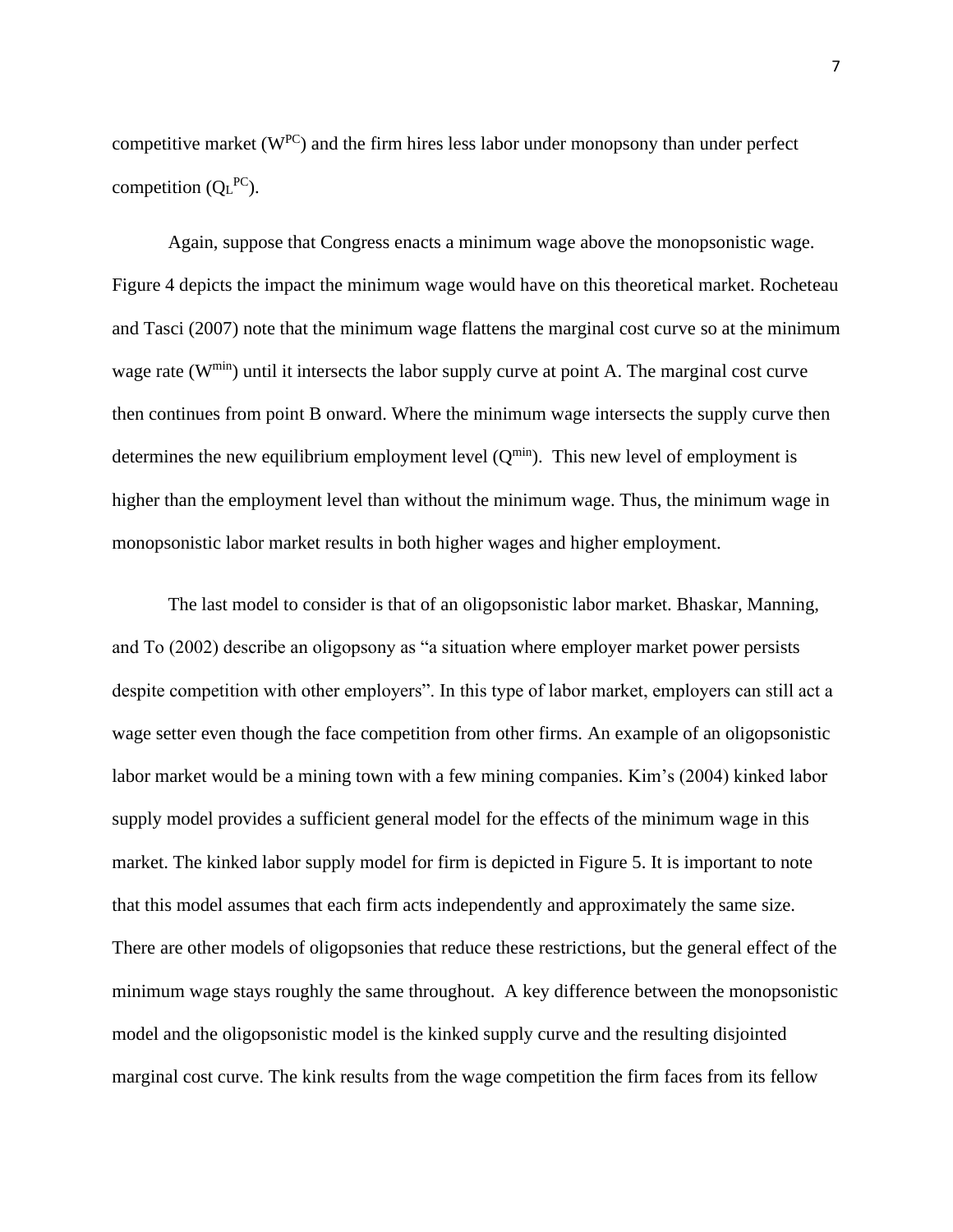competitive market ($W^{PC}$) and the firm hires less labor under monopsony than under perfect competition ($Q_L^{PC}$).

Again, suppose that Congress enacts a minimum wage above the monopsonistic wage. Figure 4 depicts the impact the minimum wage would have on this theoretical market. Rocheteau and Tasci (2007) note that the minimum wage flattens the marginal cost curve so at the minimum wage rate ($W^{min}$) until it intersects the labor supply curve at point A. The marginal cost curve then continues from point B onward. Where the minimum wage intersects the supply curve then determines the new equilibrium employment level ($Q^{min}$). This new level of employment is higher than the employment level than without the minimum wage. Thus, the minimum wage in monopsonistic labor market results in both higher wages and higher employment.

The last model to consider is that of an oligopsonistic labor market. Bhaskar, Manning, and To (2002) describe an oligopsony as "a situation where employer market power persists despite competition with other employers". In this type of labor market, employers can still act a wage setter even though the face competition from other firms. An example of an oligopsonistic labor market would be a mining town with a few mining companies. Kim's (2004) kinked labor supply model provides a sufficient general model for the effects of the minimum wage in this market. The kinked labor supply model for firm is depicted in Figure 5. It is important to note that this model assumes that each firm acts independently and approximately the same size. There are other models of oligopsonies that reduce these restrictions, but the general effect of the minimum wage stays roughly the same throughout. A key difference between the monopsonistic model and the oligopsonistic model is the kinked supply curve and the resulting disjointed marginal cost curve. The kink results from the wage competition the firm faces from its fellow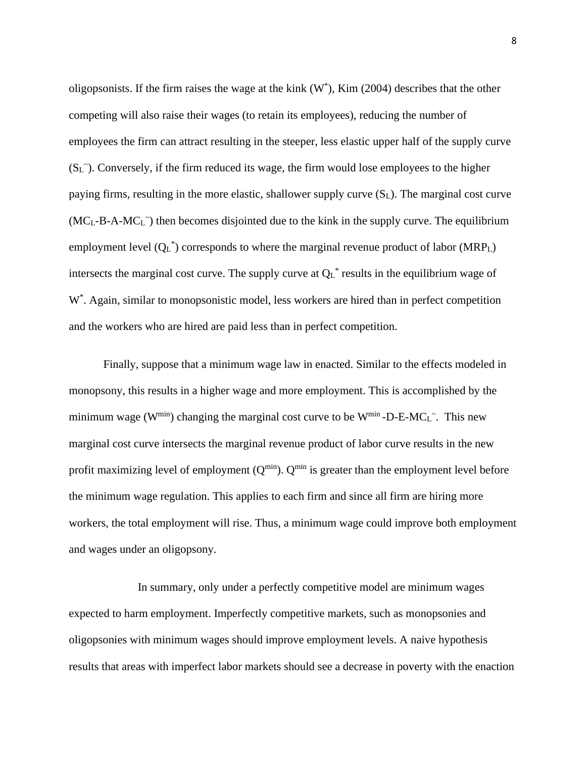oligopsonists. If the firm raises the wage at the kink ($W^*$), Kim (2004) describes that the other competing will also raise their wages (to retain its employees), reducing the number of employees the firm can attract resulting in the steeper, less elastic upper half of the supply curve ($S_L^{\sim}$). Conversely, if the firm reduced its wage, the firm would lose employees to the higher paying firms, resulting in the more elastic, shallower supply curve ($S_L$). The marginal cost curve ($MC_L$-B-A-$MC_L^{\sim}$) then becomes disjointed due to the kink in the supply curve. The equilibrium employment level ($Q_L^*$) corresponds to where the marginal revenue product of labor ($MRP_L$) intersects the marginal cost curve. The supply curve at $Q_L^*$ results in the equilibrium wage of $W^*$. Again, similar to monopsonistic model, less workers are hired than in perfect competition and the workers who are hired are paid less than in perfect competition.

Finally, suppose that a minimum wage law in enacted. Similar to the effects modeled in monopsony, this results in a higher wage and more employment. This is accomplished by the minimum wage ($W^{min}$) changing the marginal cost curve to be $W^{min}$ -D-E-$MC_L^{\sim}$. This new marginal cost curve intersects the marginal revenue product of labor curve results in the new profit maximizing level of employment ($Q^{min}$). $Q^{min}$ is greater than the employment level before the minimum wage regulation. This applies to each firm and since all firm are hiring more workers, the total employment will rise. Thus, a minimum wage could improve both employment and wages under an oligopsony.

In summary, only under a perfectly competitive model are minimum wages expected to harm employment. Imperfectly competitive markets, such as monopsonies and oligopsonies with minimum wages should improve employment levels. A naive hypothesis results that areas with imperfect labor markets should see a decrease in poverty with the enaction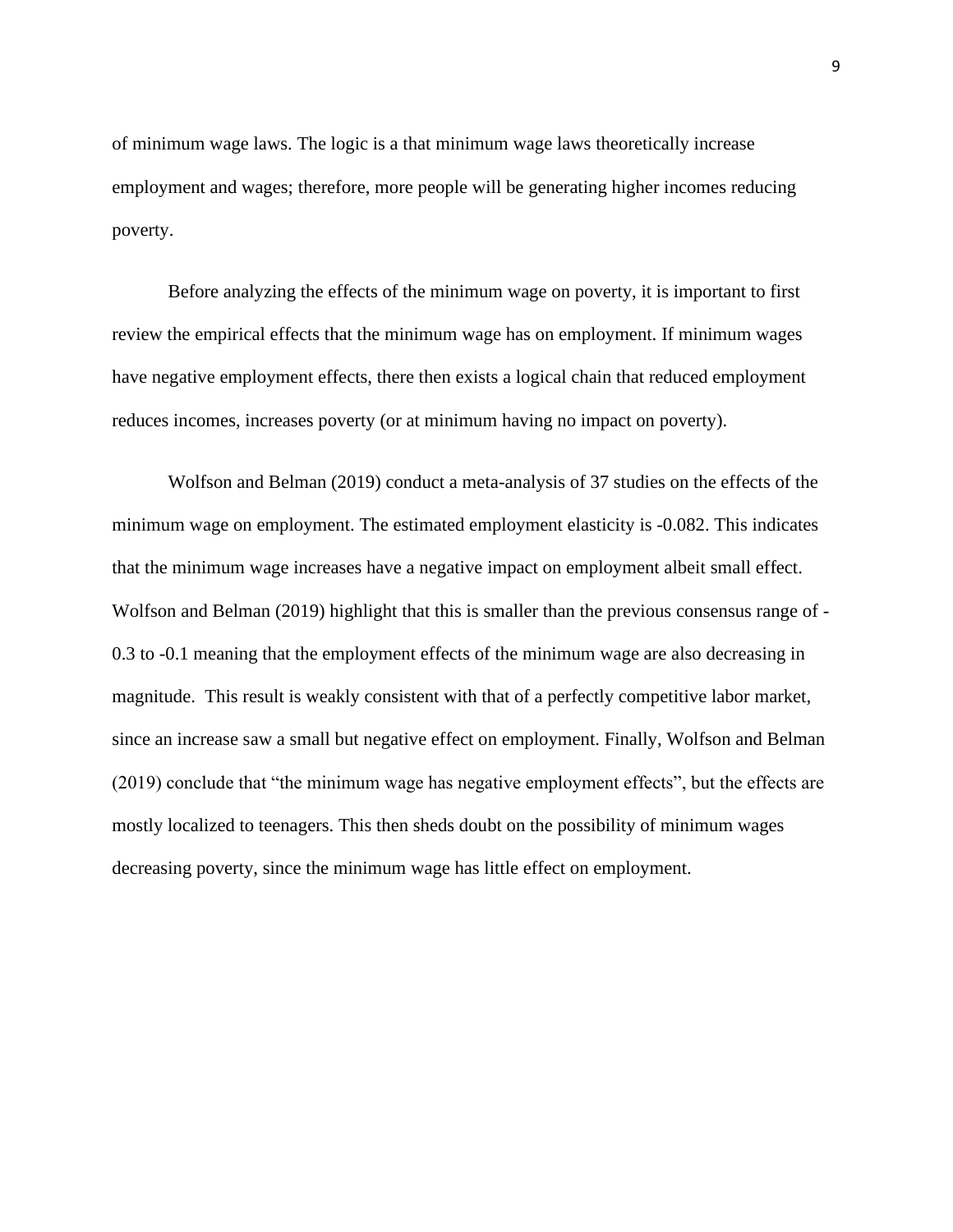of minimum wage laws. The logic is a that minimum wage laws theoretically increase employment and wages; therefore, more people will be generating higher incomes reducing poverty.

Before analyzing the effects of the minimum wage on poverty, it is important to first review the empirical effects that the minimum wage has on employment. If minimum wages have negative employment effects, there then exists a logical chain that reduced employment reduces incomes, increases poverty (or at minimum having no impact on poverty).

Wolfson and Belman (2019) conduct a meta-analysis of 37 studies on the effects of the minimum wage on employment. The estimated employment elasticity is -0.082. This indicates that the minimum wage increases have a negative impact on employment albeit small effect. Wolfson and Belman (2019) highlight that this is smaller than the previous consensus range of -0.3 to -0.1 meaning that the employment effects of the minimum wage are also decreasing in magnitude. This result is weakly consistent with that of a perfectly competitive labor market, since an increase saw a small but negative effect on employment. Finally, Wolfson and Belman (2019) conclude that "the minimum wage has negative employment effects", but the effects are mostly localized to teenagers. This then sheds doubt on the possibility of minimum wages decreasing poverty, since the minimum wage has little effect on employment.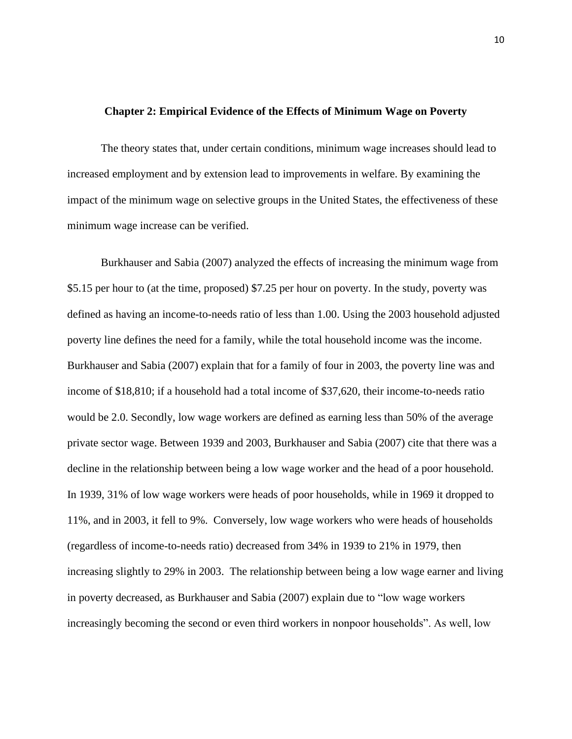## Chapter 2: Empirical Evidence of the Effects of Minimum Wage on Poverty

The theory states that, under certain conditions, minimum wage increases should lead to increased employment and by extension lead to improvements in welfare. By examining the impact of the minimum wage on selective groups in the United States, the effectiveness of these minimum wage increase can be verified.

Burkhauser and Sabia (2007) analyzed the effects of increasing the minimum wage from $5.15 per hour to (at the time, proposed) $7.25 per hour on poverty. In the study, poverty was defined as having an income-to-needs ratio of less than 1.00. Using the 2003 household adjusted poverty line defines the need for a family, while the total household income was the income. Burkhauser and Sabia (2007) explain that for a family of four in 2003, the poverty line was and income of $18,810; if a household had a total income of $37,620, their income-to-needs ratio would be 2.0. Secondly, low wage workers are defined as earning less than 50% of the average private sector wage. Between 1939 and 2003, Burkhauser and Sabia (2007) cite that there was a decline in the relationship between being a low wage worker and the head of a poor household. In 1939, 31% of low wage workers were heads of poor households, while in 1969 it dropped to 11%, and in 2003, it fell to 9%. Conversely, low wage workers who were heads of households (regardless of income-to-needs ratio) decreased from 34% in 1939 to 21% in 1979, then increasing slightly to 29% in 2003. The relationship between being a low wage earner and living in poverty decreased, as Burkhauser and Sabia (2007) explain due to "low wage workers increasingly becoming the second or even third workers in nonpoor households". As well, low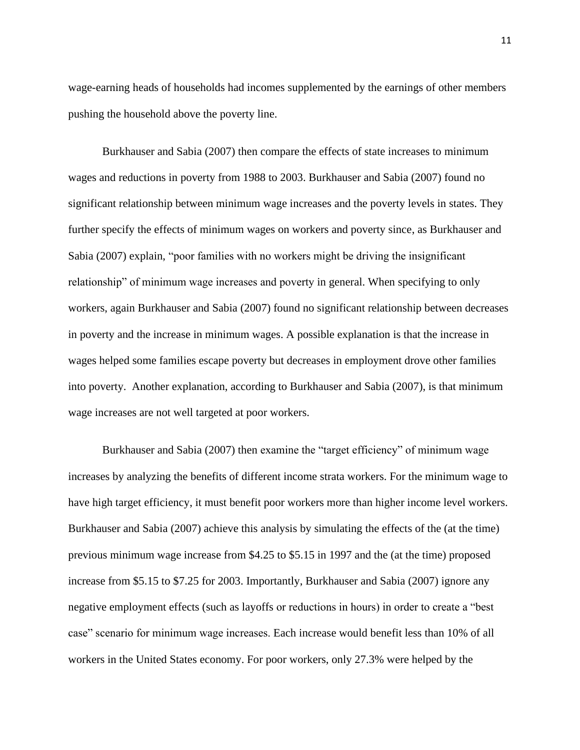wage-earning heads of households had incomes supplemented by the earnings of other members pushing the household above the poverty line.

Burkhauser and Sabia (2007) then compare the effects of state increases to minimum wages and reductions in poverty from 1988 to 2003. Burkhauser and Sabia (2007) found no significant relationship between minimum wage increases and the poverty levels in states. They further specify the effects of minimum wages on workers and poverty since, as Burkhauser and Sabia (2007) explain, "poor families with no workers might be driving the insignificant relationship" of minimum wage increases and poverty in general. When specifying to only workers, again Burkhauser and Sabia (2007) found no significant relationship between decreases in poverty and the increase in minimum wages. A possible explanation is that the increase in wages helped some families escape poverty but decreases in employment drove other families into poverty. Another explanation, according to Burkhauser and Sabia (2007), is that minimum wage increases are not well targeted at poor workers.

Burkhauser and Sabia (2007) then examine the "target efficiency" of minimum wage increases by analyzing the benefits of different income strata workers. For the minimum wage to have high target efficiency, it must benefit poor workers more than higher income level workers. Burkhauser and Sabia (2007) achieve this analysis by simulating the effects of the (at the time) previous minimum wage increase from $4.25 to $5.15 in 1997 and the (at the time) proposed increase from $5.15 to $7.25 for 2003. Importantly, Burkhauser and Sabia (2007) ignore any negative employment effects (such as layoffs or reductions in hours) in order to create a "best case" scenario for minimum wage increases. Each increase would benefit less than 10% of all workers in the United States economy. For poor workers, only 27.3% were helped by the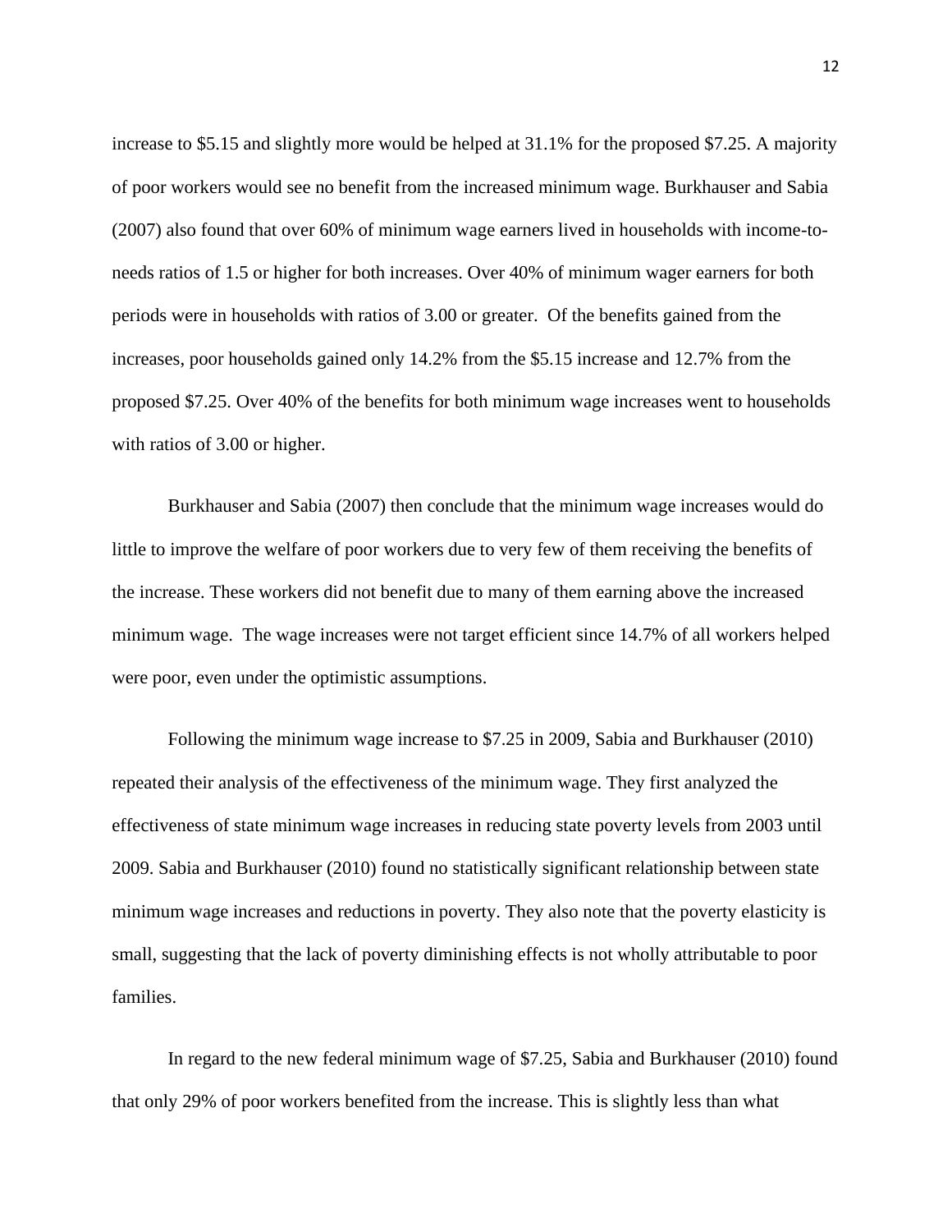increase to $5.15 and slightly more would be helped at 31.1% for the proposed $7.25. A majority of poor workers would see no benefit from the increased minimum wage. Burkhauser and Sabia (2007) also found that over 60% of minimum wage earners lived in households with income-to-needs ratios of 1.5 or higher for both increases. Over 40% of minimum wager earners for both periods were in households with ratios of 3.00 or greater. Of the benefits gained from the increases, poor households gained only 14.2% from the $5.15 increase and 12.7% from the proposed $7.25. Over 40% of the benefits for both minimum wage increases went to households with ratios of 3.00 or higher.

Burkhauser and Sabia (2007) then conclude that the minimum wage increases would do little to improve the welfare of poor workers due to very few of them receiving the benefits of the increase. These workers did not benefit due to many of them earning above the increased minimum wage. The wage increases were not target efficient since 14.7% of all workers helped were poor, even under the optimistic assumptions.

Following the minimum wage increase to $7.25 in 2009, Sabia and Burkhauser (2010) repeated their analysis of the effectiveness of the minimum wage. They first analyzed the effectiveness of state minimum wage increases in reducing state poverty levels from 2003 until 2009. Sabia and Burkhauser (2010) found no statistically significant relationship between state minimum wage increases and reductions in poverty. They also note that the poverty elasticity is small, suggesting that the lack of poverty diminishing effects is not wholly attributable to poor families.

In regard to the new federal minimum wage of $7.25, Sabia and Burkhauser (2010) found that only 29% of poor workers benefited from the increase. This is slightly less than what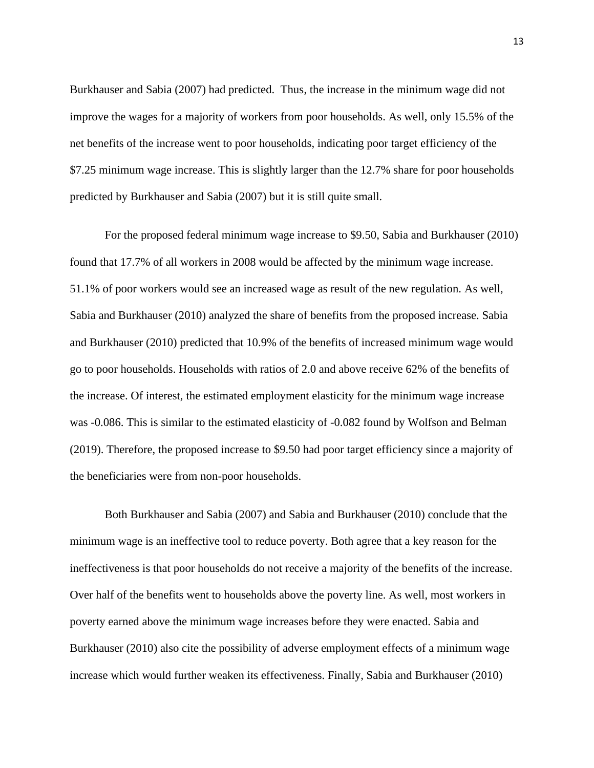Burkhauser and Sabia (2007) had predicted. Thus, the increase in the minimum wage did not improve the wages for a majority of workers from poor households. As well, only 15.5% of the net benefits of the increase went to poor households, indicating poor target efficiency of the $7.25 minimum wage increase. This is slightly larger than the 12.7% share for poor households predicted by Burkhauser and Sabia (2007) but it is still quite small.

For the proposed federal minimum wage increase to $9.50, Sabia and Burkhauser (2010) found that 17.7% of all workers in 2008 would be affected by the minimum wage increase. 51.1% of poor workers would see an increased wage as result of the new regulation. As well, Sabia and Burkhauser (2010) analyzed the share of benefits from the proposed increase. Sabia and Burkhauser (2010) predicted that 10.9% of the benefits of increased minimum wage would go to poor households. Households with ratios of 2.0 and above receive 62% of the benefits of the increase. Of interest, the estimated employment elasticity for the minimum wage increase was -0.086. This is similar to the estimated elasticity of -0.082 found by Wolfson and Belman (2019). Therefore, the proposed increase to $9.50 had poor target efficiency since a majority of the beneficiaries were from non-poor households.

Both Burkhauser and Sabia (2007) and Sabia and Burkhauser (2010) conclude that the minimum wage is an ineffective tool to reduce poverty. Both agree that a key reason for the ineffectiveness is that poor households do not receive a majority of the benefits of the increase. Over half of the benefits went to households above the poverty line. As well, most workers in poverty earned above the minimum wage increases before they were enacted. Sabia and Burkhauser (2010) also cite the possibility of adverse employment effects of a minimum wage increase which would further weaken its effectiveness. Finally, Sabia and Burkhauser (2010)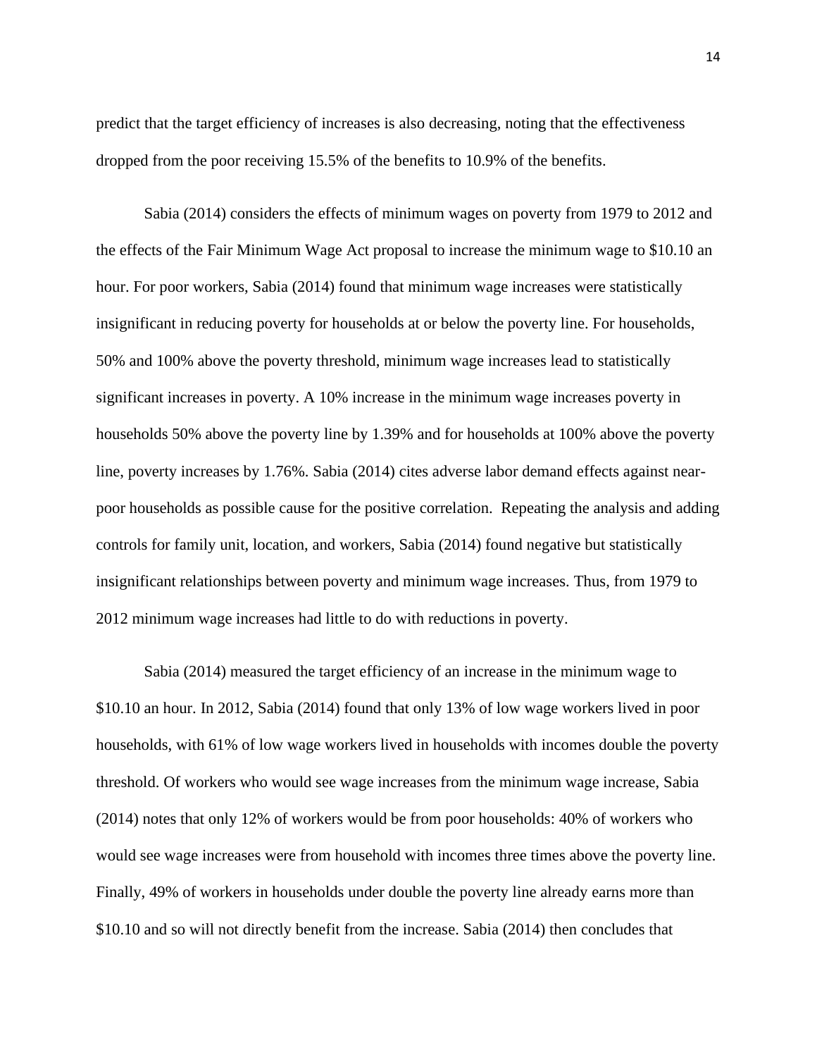predict that the target efficiency of increases is also decreasing, noting that the effectiveness dropped from the poor receiving 15.5% of the benefits to 10.9% of the benefits.

Sabia (2014) considers the effects of minimum wages on poverty from 1979 to 2012 and the effects of the Fair Minimum Wage Act proposal to increase the minimum wage to $10.10 an hour. For poor workers, Sabia (2014) found that minimum wage increases were statistically insignificant in reducing poverty for households at or below the poverty line. For households, 50% and 100% above the poverty threshold, minimum wage increases lead to statistically significant increases in poverty. A 10% increase in the minimum wage increases poverty in households 50% above the poverty line by 1.39% and for households at 100% above the poverty line, poverty increases by 1.76%. Sabia (2014) cites adverse labor demand effects against near-poor households as possible cause for the positive correlation. Repeating the analysis and adding controls for family unit, location, and workers, Sabia (2014) found negative but statistically insignificant relationships between poverty and minimum wage increases. Thus, from 1979 to 2012 minimum wage increases had little to do with reductions in poverty.

Sabia (2014) measured the target efficiency of an increase in the minimum wage to $10.10 an hour. In 2012, Sabia (2014) found that only 13% of low wage workers lived in poor households, with 61% of low wage workers lived in households with incomes double the poverty threshold. Of workers who would see wage increases from the minimum wage increase, Sabia (2014) notes that only 12% of workers would be from poor households: 40% of workers who would see wage increases were from household with incomes three times above the poverty line. Finally, 49% of workers in households under double the poverty line already earns more than $10.10 and so will not directly benefit from the increase. Sabia (2014) then concludes that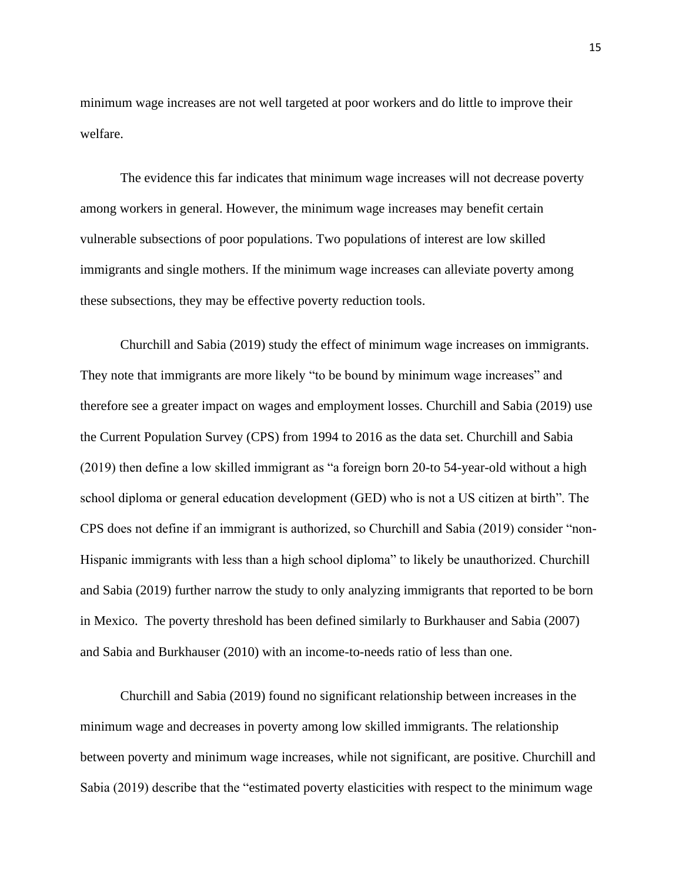minimum wage increases are not well targeted at poor workers and do little to improve their welfare.

The evidence this far indicates that minimum wage increases will not decrease poverty among workers in general. However, the minimum wage increases may benefit certain vulnerable subsections of poor populations. Two populations of interest are low skilled immigrants and single mothers. If the minimum wage increases can alleviate poverty among these subsections, they may be effective poverty reduction tools.

Churchill and Sabia (2019) study the effect of minimum wage increases on immigrants. They note that immigrants are more likely "to be bound by minimum wage increases" and therefore see a greater impact on wages and employment losses. Churchill and Sabia (2019) use the Current Population Survey (CPS) from 1994 to 2016 as the data set. Churchill and Sabia (2019) then define a low skilled immigrant as "a foreign born 20-to 54-year-old without a high school diploma or general education development (GED) who is not a US citizen at birth". The CPS does not define if an immigrant is authorized, so Churchill and Sabia (2019) consider "non-Hispanic immigrants with less than a high school diploma" to likely be unauthorized. Churchill and Sabia (2019) further narrow the study to only analyzing immigrants that reported to be born in Mexico. The poverty threshold has been defined similarly to Burkhauser and Sabia (2007) and Sabia and Burkhauser (2010) with an income-to-needs ratio of less than one.

Churchill and Sabia (2019) found no significant relationship between increases in the minimum wage and decreases in poverty among low skilled immigrants. The relationship between poverty and minimum wage increases, while not significant, are positive. Churchill and Sabia (2019) describe that the "estimated poverty elasticities with respect to the minimum wage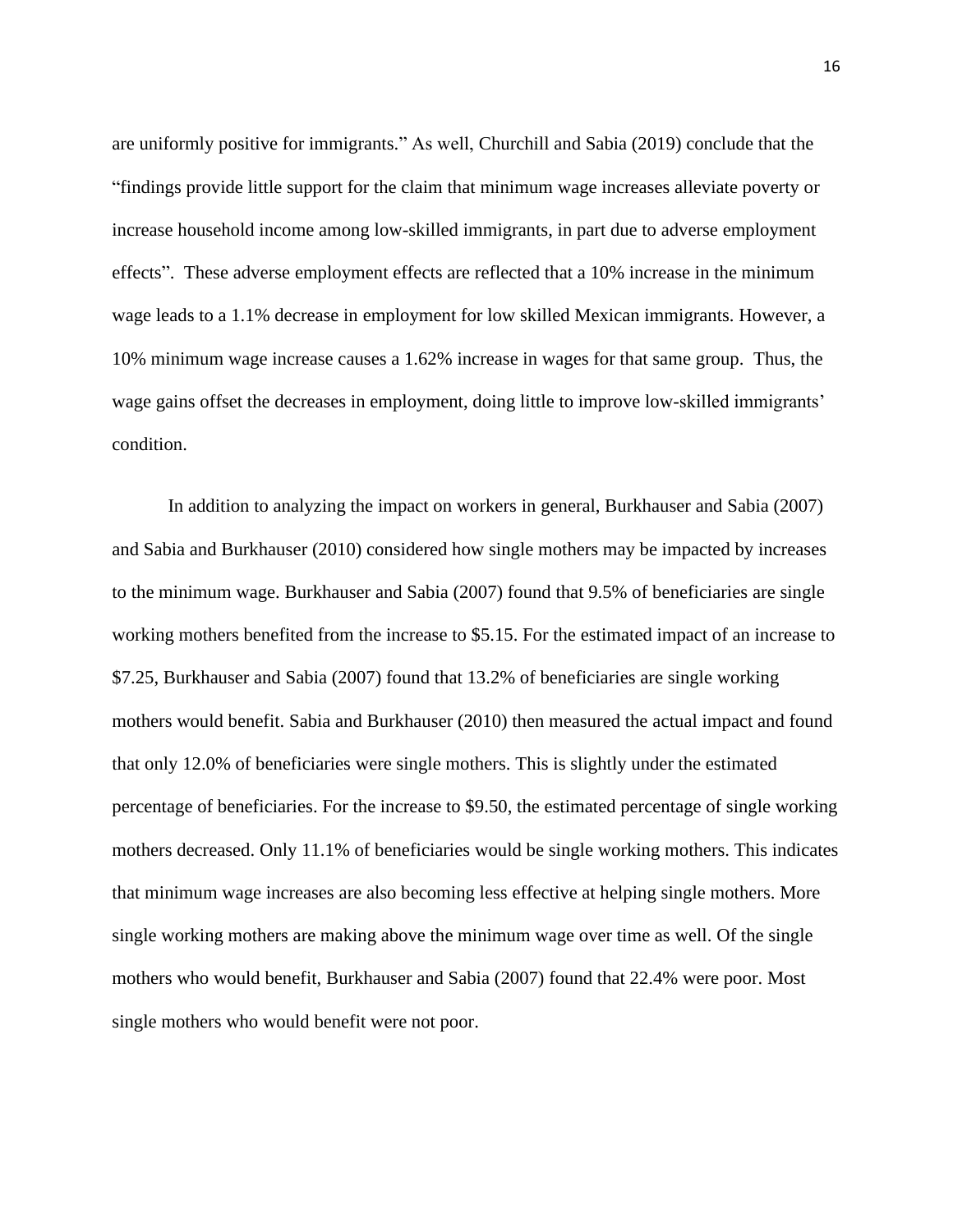are uniformly positive for immigrants." As well, Churchill and Sabia (2019) conclude that the "findings provide little support for the claim that minimum wage increases alleviate poverty or increase household income among low-skilled immigrants, in part due to adverse employment effects". These adverse employment effects are reflected that a 10% increase in the minimum wage leads to a 1.1% decrease in employment for low skilled Mexican immigrants. However, a 10% minimum wage increase causes a 1.62% increase in wages for that same group. Thus, the wage gains offset the decreases in employment, doing little to improve low-skilled immigrants' condition.

In addition to analyzing the impact on workers in general, Burkhauser and Sabia (2007) and Sabia and Burkhauser (2010) considered how single mothers may be impacted by increases to the minimum wage. Burkhauser and Sabia (2007) found that 9.5% of beneficiaries are single working mothers benefited from the increase to $5.15. For the estimated impact of an increase to $7.25, Burkhauser and Sabia (2007) found that 13.2% of beneficiaries are single working mothers would benefit. Sabia and Burkhauser (2010) then measured the actual impact and found that only 12.0% of beneficiaries were single mothers. This is slightly under the estimated percentage of beneficiaries. For the increase to $9.50, the estimated percentage of single working mothers decreased. Only 11.1% of beneficiaries would be single working mothers. This indicates that minimum wage increases are also becoming less effective at helping single mothers. More single working mothers are making above the minimum wage over time as well. Of the single mothers who would benefit, Burkhauser and Sabia (2007) found that 22.4% were poor. Most single mothers who would benefit were not poor.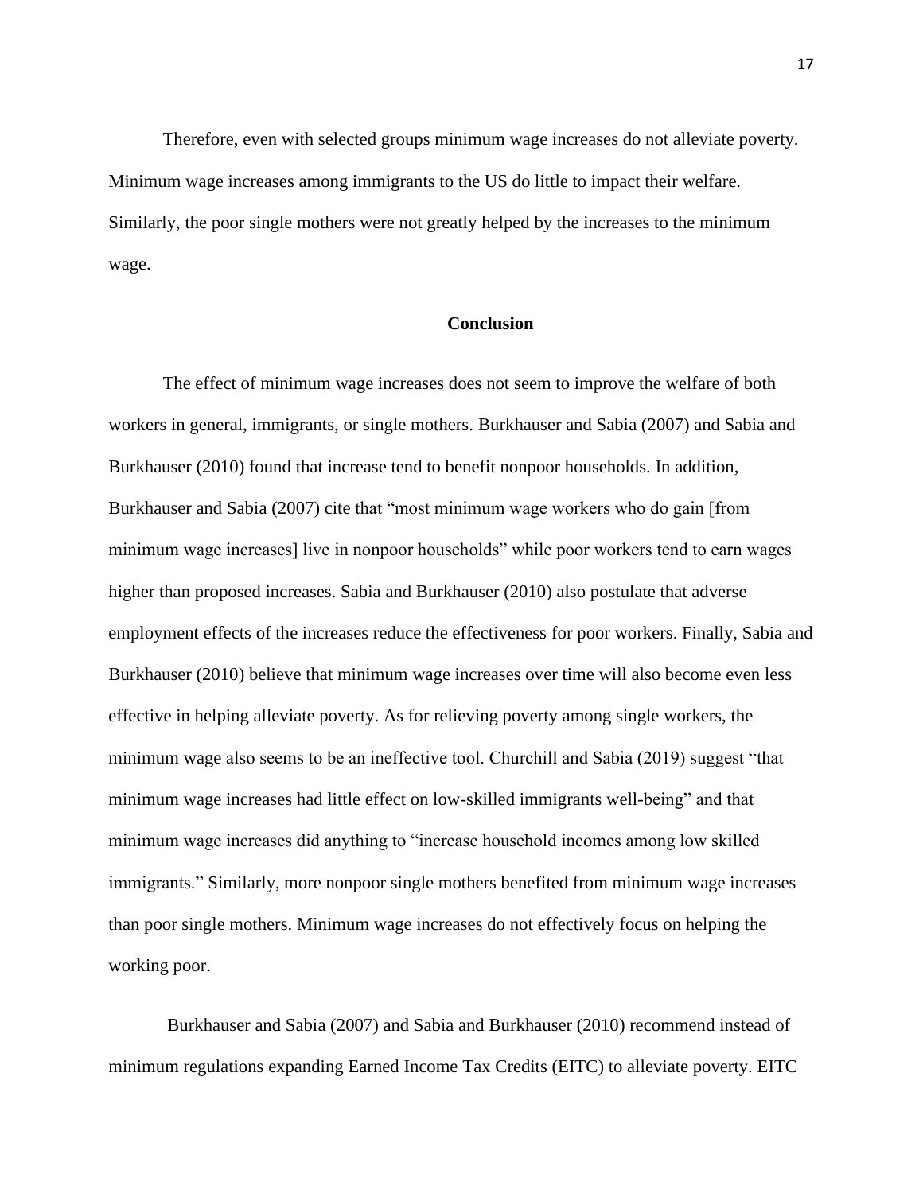Therefore, even with selected groups minimum wage increases do not alleviate poverty. Minimum wage increases among immigrants to the US do little to impact their welfare. Similarly, the poor single mothers were not greatly helped by the increases to the minimum wage.

## Conclusion

The effect of minimum wage increases does not seem to improve the welfare of both workers in general, immigrants, or single mothers. Burkhauser and Sabia (2007) and Sabia and Burkhauser (2010) found that increase tend to benefit nonpoor households. In addition, Burkhauser and Sabia (2007) cite that "most minimum wage workers who do gain [from minimum wage increases] live in nonpoor households" while poor workers tend to earn wages higher than proposed increases. Sabia and Burkhauser (2010) also postulate that adverse employment effects of the increases reduce the effectiveness for poor workers. Finally, Sabia and Burkhauser (2010) believe that minimum wage increases over time will also become even less effective in helping alleviate poverty. As for relieving poverty among single workers, the minimum wage also seems to be an ineffective tool. Churchill and Sabia (2019) suggest "that minimum wage increases had little effect on low-skilled immigrants well-being" and that minimum wage increases did anything to "increase household incomes among low skilled immigrants." Similarly, more nonpoor single mothers benefited from minimum wage increases than poor single mothers. Minimum wage increases do not effectively focus on helping the working poor.

Burkhauser and Sabia (2007) and Sabia and Burkhauser (2010) recommend instead of minimum regulations expanding Earned Income Tax Credits (EITC) to alleviate poverty. EITC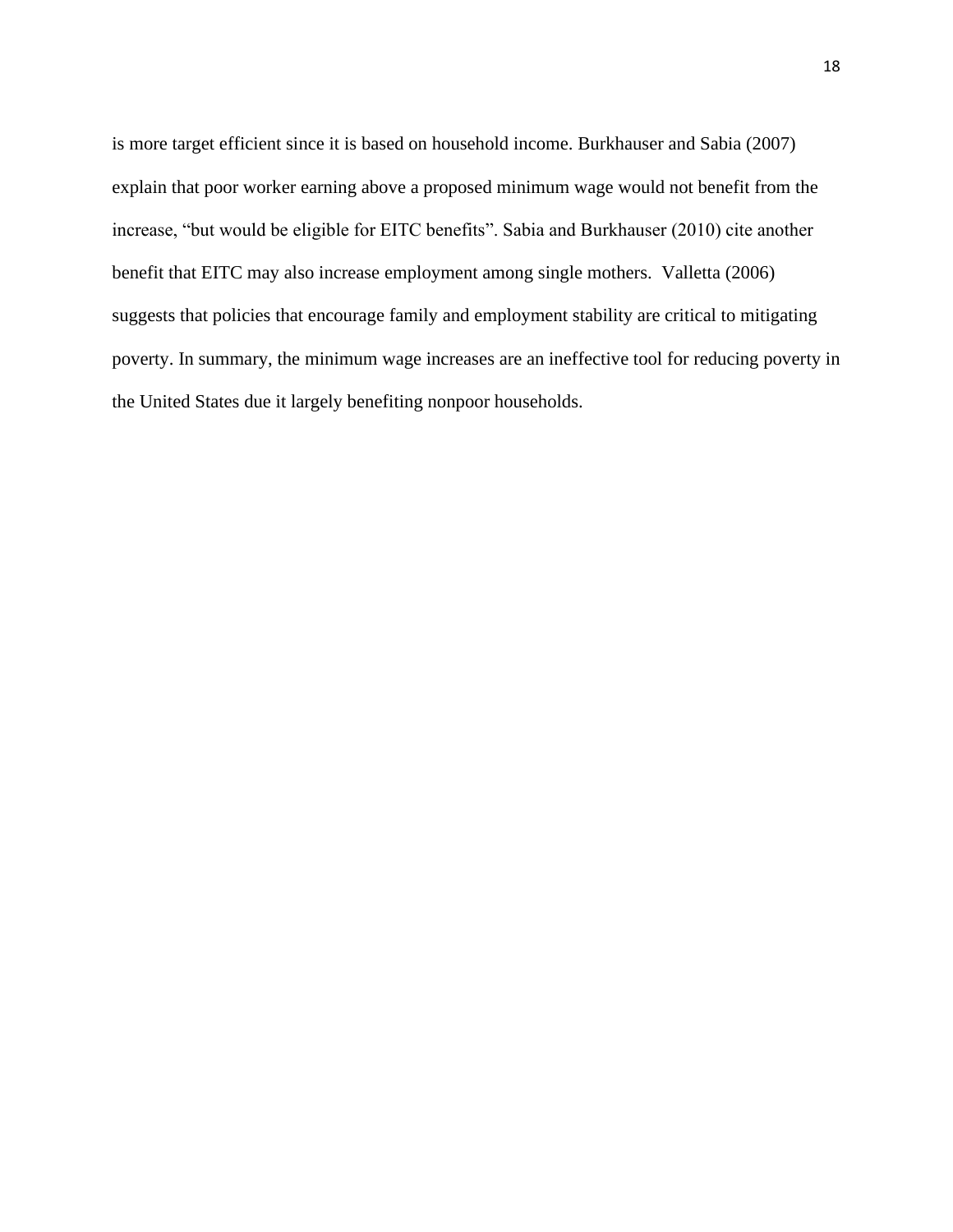is more target efficient since it is based on household income. Burkhauser and Sabia (2007) explain that poor worker earning above a proposed minimum wage would not benefit from the increase, "but would be eligible for EITC benefits". Sabia and Burkhauser (2010) cite another benefit that EITC may also increase employment among single mothers. Valletta (2006) suggests that policies that encourage family and employment stability are critical to mitigating poverty. In summary, the minimum wage increases are an ineffective tool for reducing poverty in the United States due it largely benefiting nonpoor households.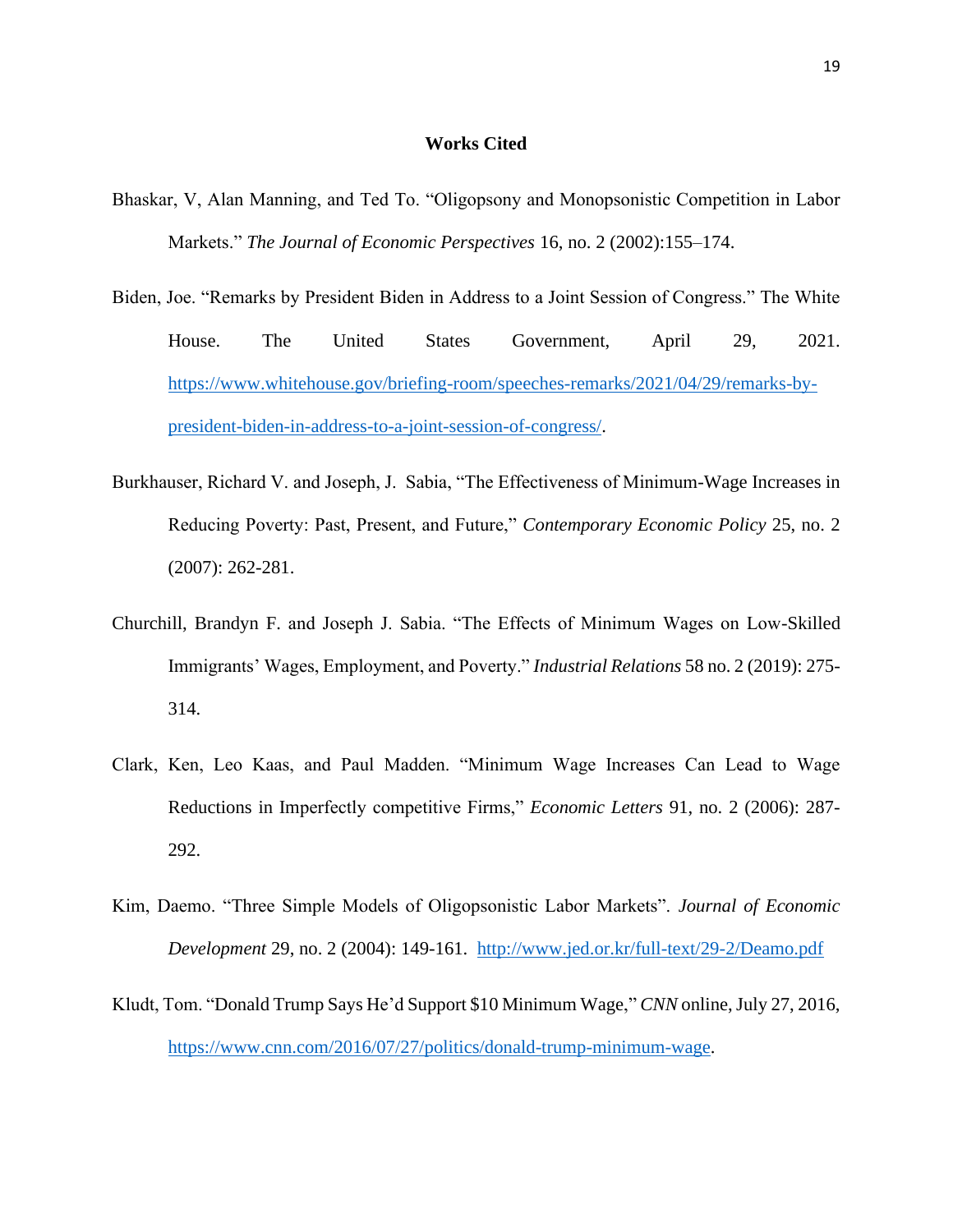## Works Cited

Bhaskar, V, Alan Manning, and Ted To. "Oligopsony and Monopsonistic Competition in Labor Markets." *The Journal of Economic Perspectives* 16, no. 2 (2002):155–174.

Biden, Joe. "Remarks by President Biden in Address to a Joint Session of Congress." The White House. The United States Government, April 29, 2021. https://www.whitehouse.gov/briefing-room/speeches-remarks/2021/04/29/remarks-by-president-biden-in-address-to-a-joint-session-of-congress/.

Burkhauser, Richard V. and Joseph, J. Sabia, "The Effectiveness of Minimum-Wage Increases in Reducing Poverty: Past, Present, and Future," *Contemporary Economic Policy* 25, no. 2 (2007): 262-281.

Churchill, Brandyn F. and Joseph J. Sabia. "The Effects of Minimum Wages on Low-Skilled Immigrants' Wages, Employment, and Poverty." *Industrial Relations* 58 no. 2 (2019): 275-314.

Clark, Ken, Leo Kaas, and Paul Madden. "Minimum Wage Increases Can Lead to Wage Reductions in Imperfectly competitive Firms," *Economic Letters* 91, no. 2 (2006): 287-292.

Kim, Daemo. "Three Simple Models of Oligopsonistic Labor Markets". *Journal of Economic Development* 29, no. 2 (2004): 149-161. http://www.jed.or.kr/full-text/29-2/Deamo.pdf

Kludt, Tom. "Donald Trump Says He'd Support $10 Minimum Wage," *CNN* online, July 27, 2016, https://www.cnn.com/2016/07/27/politics/donald-trump-minimum-wage.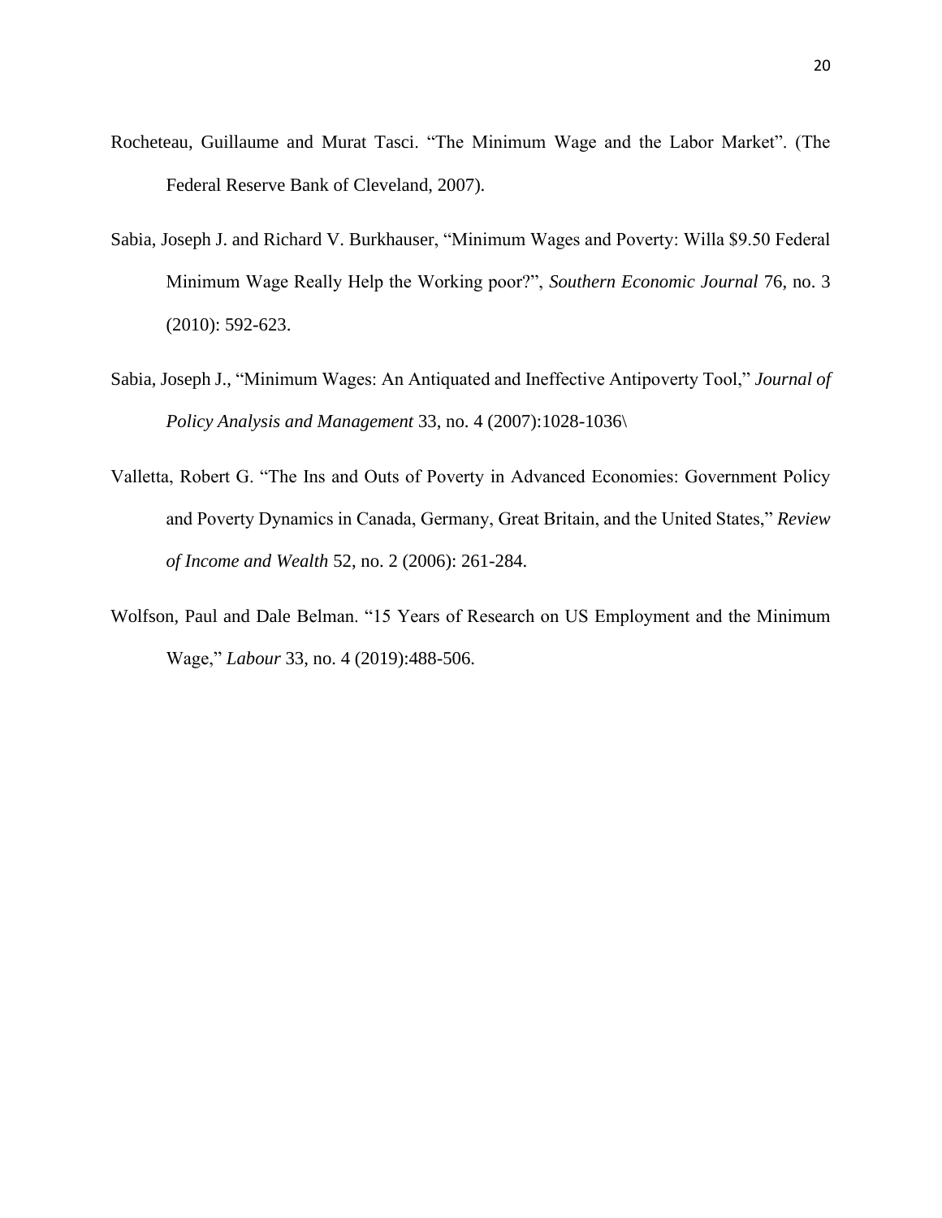Rocheteau, Guillaume and Murat Tasci. "The Minimum Wage and the Labor Market". (The Federal Reserve Bank of Cleveland, 2007).

Sabia, Joseph J. and Richard V. Burkhauser, "Minimum Wages and Poverty: Willa $9.50 Federal Minimum Wage Really Help the Working poor?", *Southern Economic Journal* 76, no. 3 (2010): 592-623.

Sabia, Joseph J., "Minimum Wages: An Antiquated and Ineffective Antipoverty Tool," *Journal of Policy Analysis and Management* 33, no. 4 (2007):1028-1036\

Valletta, Robert G. "The Ins and Outs of Poverty in Advanced Economies: Government Policy and Poverty Dynamics in Canada, Germany, Great Britain, and the United States," *Review of Income and Wealth* 52, no. 2 (2006): 261-284.

Wolfson, Paul and Dale Belman. "15 Years of Research on US Employment and the Minimum Wage," *Labour* 33, no. 4 (2019):488-506.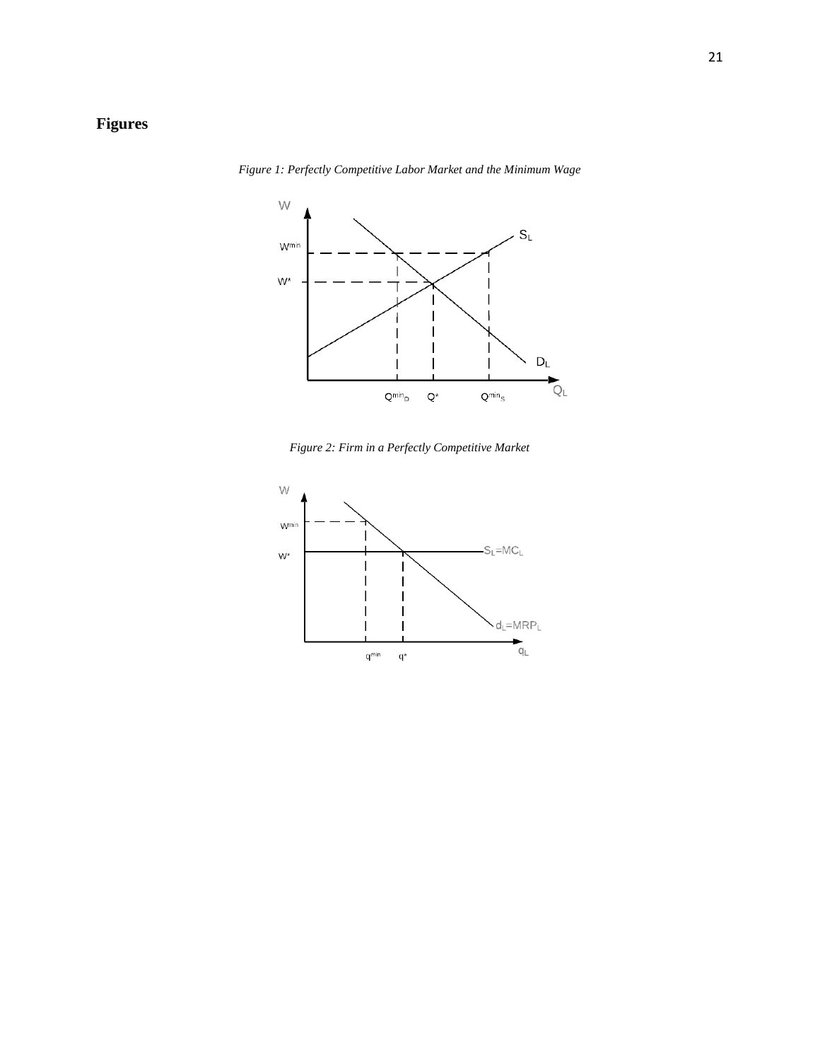## Figures

*Figure 1: Perfectly Competitive Labor Market and the Minimum Wage*

*Figure 2: Firm in a Perfectly Competitive Market*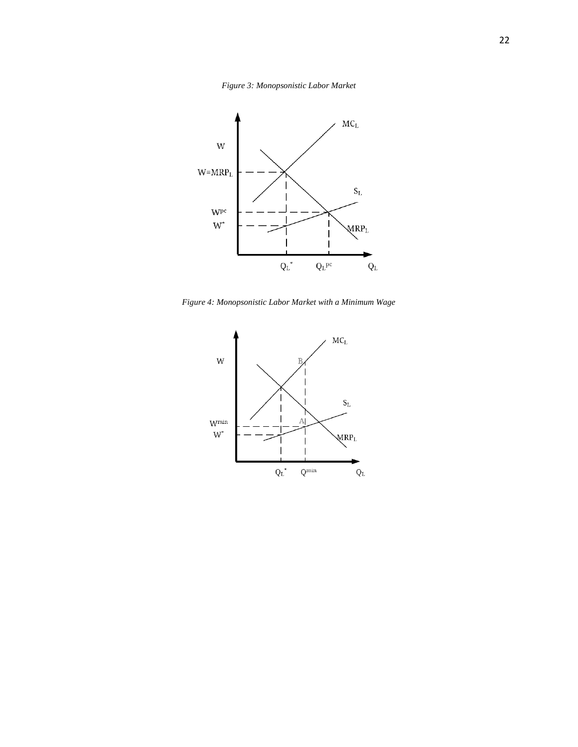*Figure 3: Monopsonistic Labor Market*

*Figure 4: Monopsonistic Labor Market with a Minimum Wage*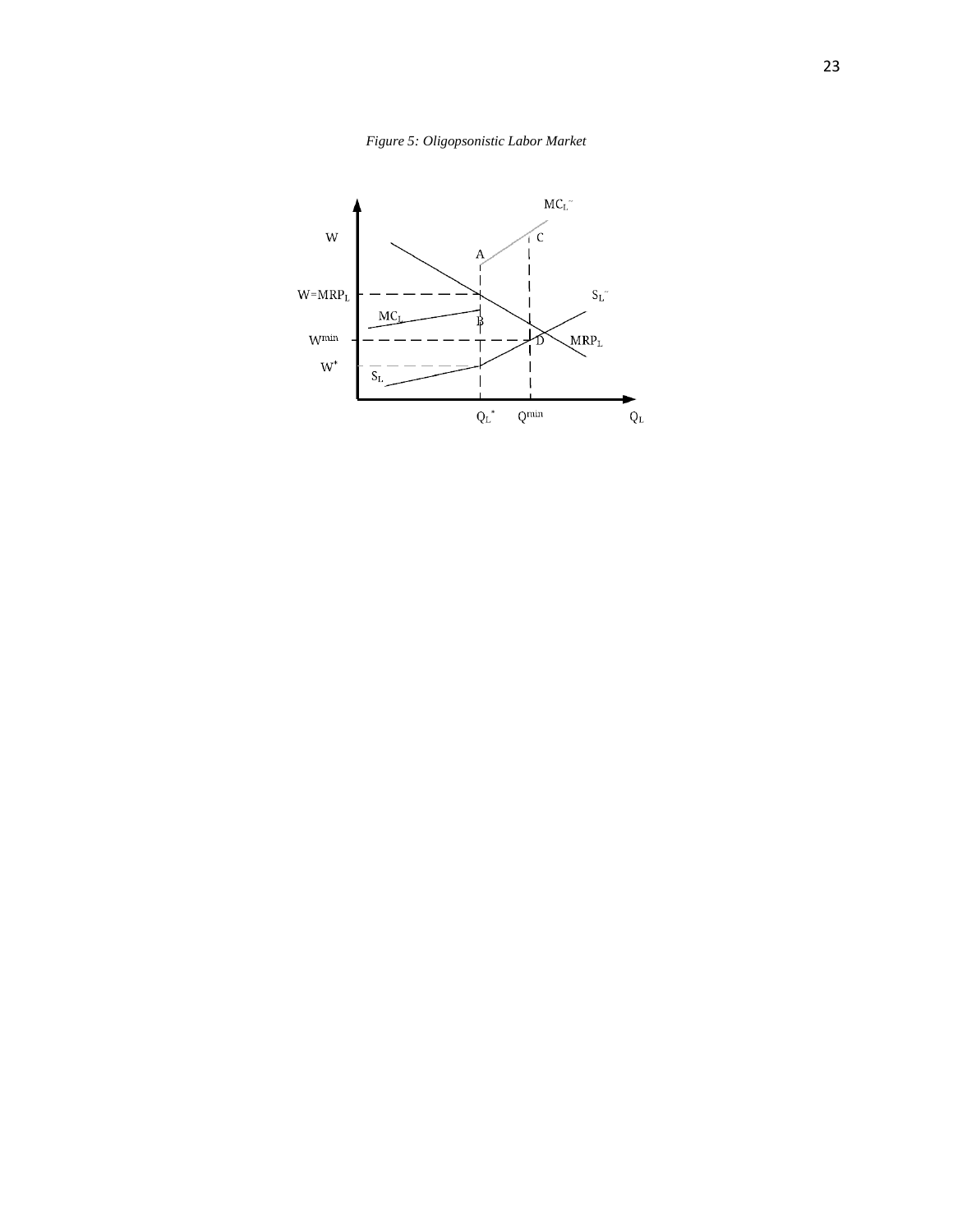*Figure 5: Oligopsonistic Labor Market*

$MC_L^{\sim}$

W

A

C

$W=MRP_L$

$S_L^{\sim}$

$MC_L$

B

$W^{min}$

D

$MRP_L$

$W^*$

$S_L$

$Q_L^*$

$Q^{min}$

$Q_L$